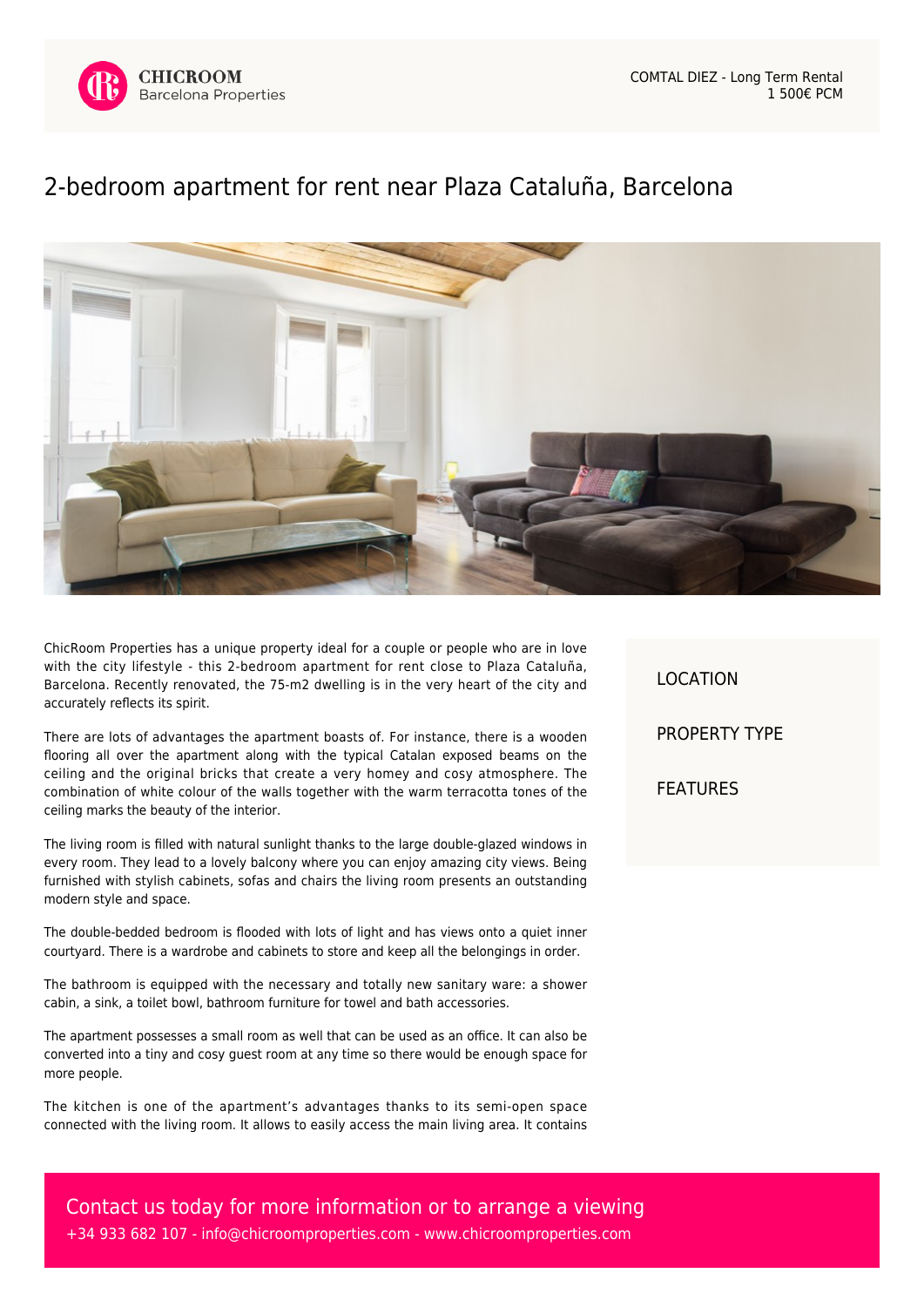CHICROOM
Barcelona Properties

COMTAL DIEZ - Long Term Rental
1 500€ PCM

# 2-bedroom apartment for rent near Plaza Cataluña, Barcelona

ChicRoom Properties has a unique property ideal for a couple or people who are in love with the city lifestyle - this 2-bedroom apartment for rent close to Plaza Cataluña, Barcelona. Recently renovated, the 75-m2 dwelling is in the very heart of the city and accurately reflects its spirit.

There are lots of advantages the apartment boasts of. For instance, there is a wooden flooring all over the apartment along with the typical Catalan exposed beams on the ceiling and the original bricks that create a very homey and cosy atmosphere. The combination of white colour of the walls together with the warm terracotta tones of the ceiling marks the beauty of the interior.

The living room is filled with natural sunlight thanks to the large double-glazed windows in every room. They lead to a lovely balcony where you can enjoy amazing city views. Being furnished with stylish cabinets, sofas and chairs the living room presents an outstanding modern style and space.

The double-bedded bedroom is flooded with lots of light and has views onto a quiet inner courtyard. There is a wardrobe and cabinets to store and keep all the belongings in order.

The bathroom is equipped with the necessary and totally new sanitary ware: a shower cabin, a sink, a toilet bowl, bathroom furniture for towel and bath accessories.

The apartment possesses a small room as well that can be used as an office. It can also be converted into a tiny and cosy guest room at any time so there would be enough space for more people.

The kitchen is one of the apartment's advantages thanks to its semi-open space connected with the living room. It allows to easily access the main living area. It contains

LOCATION

PROPERTY TYPE

FEATURES

Contact us today for more information or to arrange a viewing
+34 933 682 107 - info@chicroomproperties.com - www.chicroomproperties.com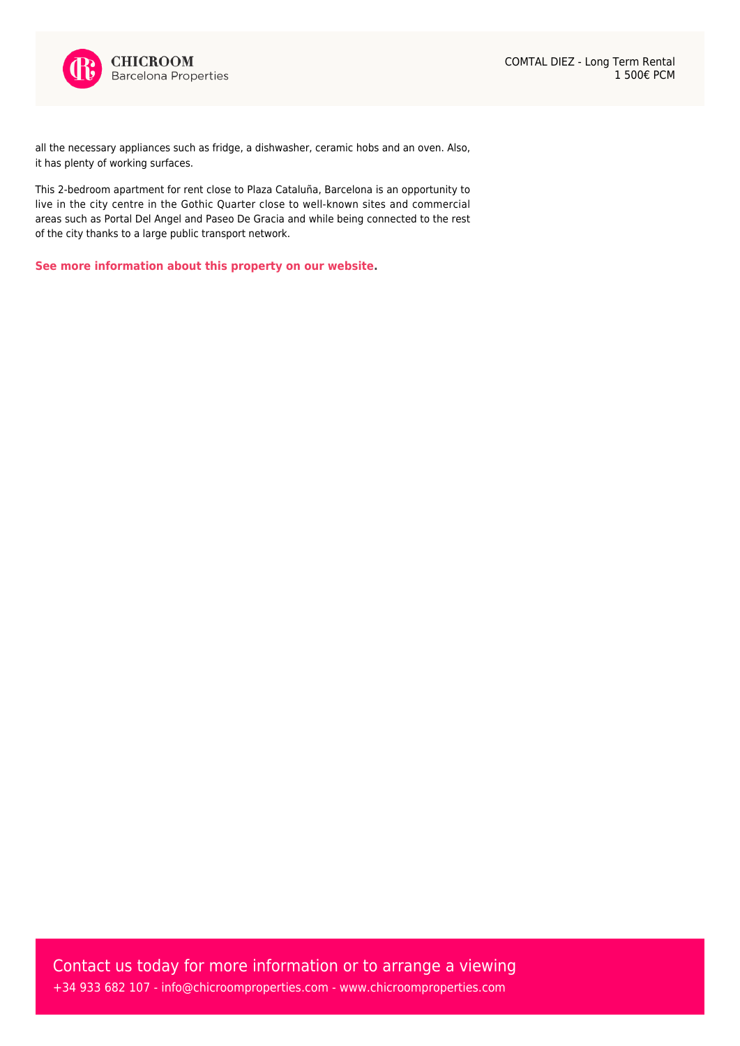all the necessary appliances such as fridge, a dishwasher, ceramic hobs and an oven. Also, it has plenty of working surfaces.

This 2-bedroom apartment for rent close to Plaza Cataluña, Barcelona is an opportunity to live in the city centre in the Gothic Quarter close to well-known sites and commercial areas such as Portal Del Angel and Paseo De Gracia and while being connected to the rest of the city thanks to a large public transport network.

**See more information about this property on our website.**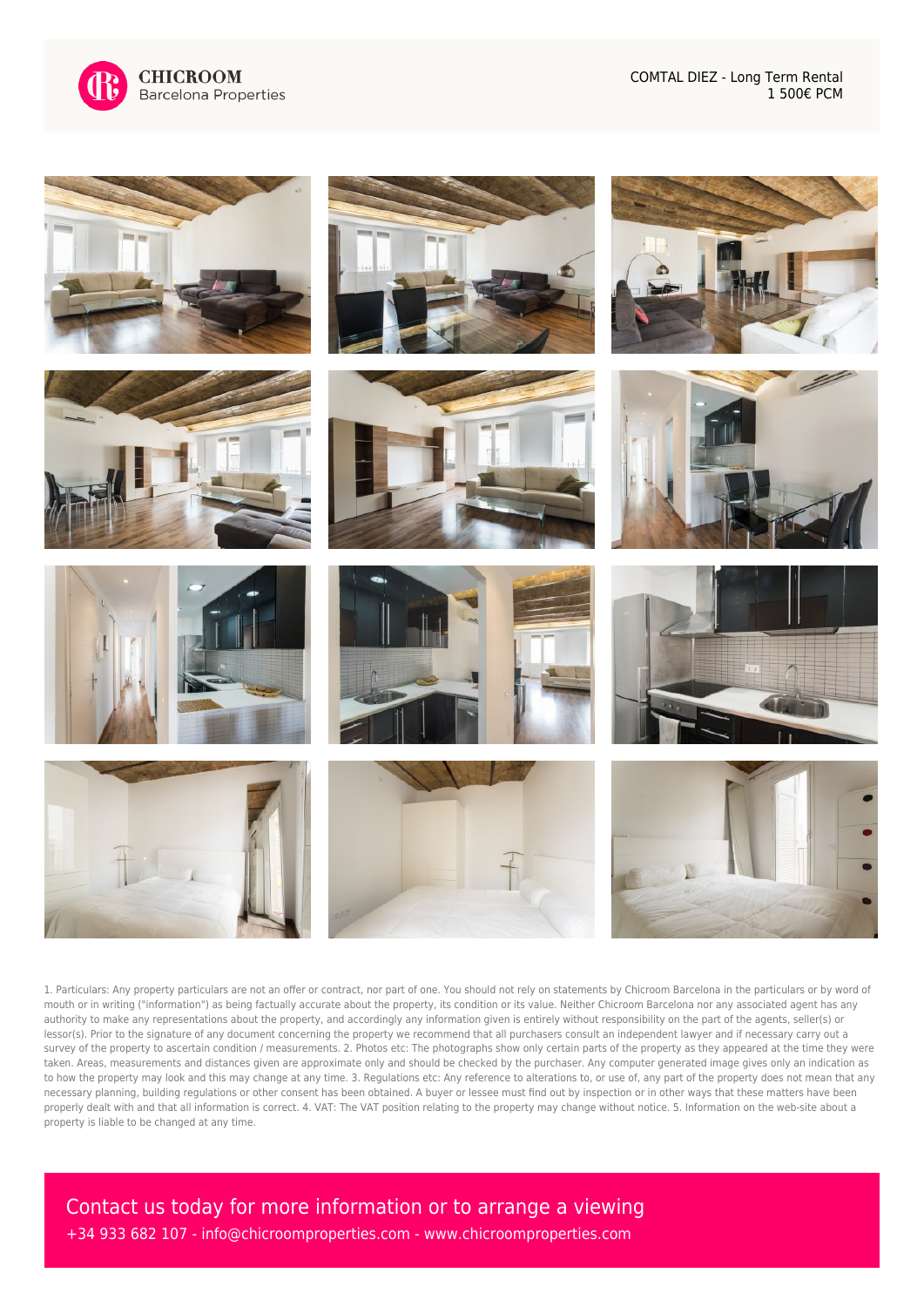CHICROOM
Barcelona Properties

COMTAL DIEZ - Long Term Rental
1 500€ PCM

1. Particulars: Any property particulars are not an offer or contract, nor part of one. You should not rely on statements by Chicroom Barcelona in the particulars or by word of mouth or in writing ("information") as being factually accurate about the property, its condition or its value. Neither Chicroom Barcelona nor any associated agent has any authority to make any representations about the property, and accordingly any information given is entirely without responsibility on the part of the agents, seller(s) or lessor(s). Prior to the signature of any document concerning the property we recommend that all purchasers consult an independent lawyer and if necessary carry out a survey of the property to ascertain condition / measurements. 2. Photos etc: The photographs show only certain parts of the property as they appeared at the time they were taken. Areas, measurements and distances given are approximate only and should be checked by the purchaser. Any computer generated image gives only an indication as to how the property may look and this may change at any time. 3. Regulations etc: Any reference to alterations to, or use of, any part of the property does not mean that any necessary planning, building regulations or other consent has been obtained. A buyer or lessee must find out by inspection or in other ways that these matters have been properly dealt with and that all information is correct. 4. VAT: The VAT position relating to the property may change without notice. 5. Information on the web-site about a property is liable to be changed at any time.

Contact us today for more information or to arrange a viewing
+34 933 682 107 - info@chicroomproperties.com - www.chicroomproperties.com